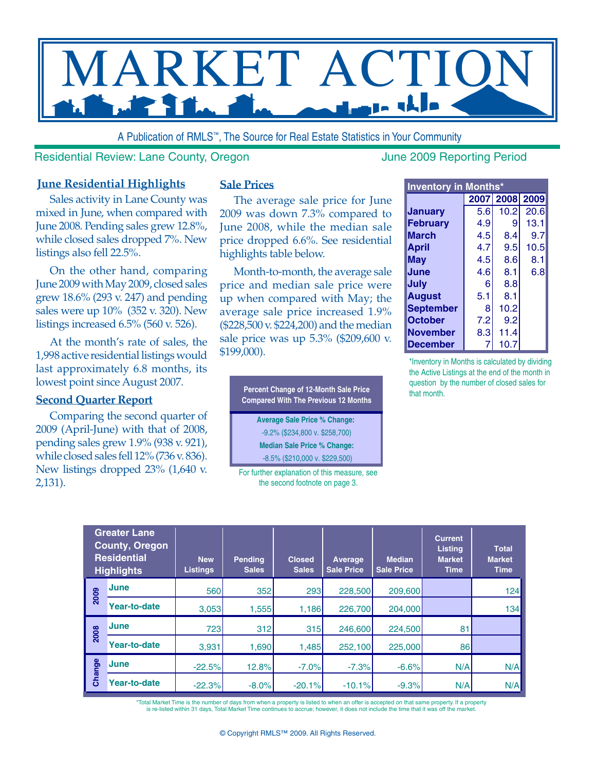# MARKET ACTION

A Publication of RMLS™, The Source for Real Estate Statistics in Your Community

Residential Review: Lane County, Oregon

June 2009 Reporting Period

## June Residential Highlights

Sales activity in Lane County was mixed in June, when compared with June 2008. Pending sales grew 12.8%, while closed sales dropped 7%. New listings also fell 22.5%.

On the other hand, comparing June 2009 with May 2009, closed sales grew 18.6% (293 v. 247) and pending sales were up 10% (352 v. 320). New listings increased 6.5% (560 v. 526).

At the month's rate of sales, the 1,998 active residential listings would last approximately 6.8 months, its lowest point since August 2007.

## Second Quarter Report

Comparing the second quarter of 2009 (April-June) with that of 2008, pending sales grew 1.9% (938 v. 921), while closed sales fell 12% (736 v. 836). New listings dropped 23% (1,640 v. 2,131).

## Sale Prices

The average sale price for June 2009 was down 7.3% compared to June 2008, while the median sale price dropped 6.6%. See residential highlights table below.

Month-to-month, the average sale price and median sale price were up when compared with May; the average sale price increased 1.9% ($228,500 v. $224,200) and the median sale price was up 5.3% ($209,600 v. $199,000).

| Percent Change of 12-Month Sale Price Compared With The Previous 12 Months |
|---|
| **Average Sale Price % Change:** -9.2% ($234,800 v. $258,700) |
| **Median Sale Price % Change:** -8.5% ($210,000 v. $229,500) |

For further explanation of this measure, see the second footnote on page 3.

| Inventory in Months* | 2007 | 2008 | 2009 |
|---|---|---|---|
| January | 5.6 | 10.2 | 20.6 |
| February | 4.9 | 9 | 13.1 |
| March | 4.5 | 8.4 | 9.7 |
| April | 4.7 | 9.5 | 10.5 |
| May | 4.5 | 8.6 | 8.1 |
| June | 4.6 | 8.1 | 6.8 |
| July | 6 | 8.8 | |
| August | 5.1 | 8.1 | |
| September | 8 | 10.2 | |
| October | 7.2 | 9.2 | |
| November | 8.3 | 11.4 | |
| December | 7 | 10.7 | |

*Inventory in Months is calculated by dividing the Active Listings at the end of the month in question by the number of closed sales for that month.

| Greater Lane County, Oregon Residential Highlights | | New Listings | Pending Sales | Closed Sales | Average Sale Price | Median Sale Price | Current Listing Market Time | Total Market Time |
|---|---|---|---|---|---|---|---|---|
| 2009 | June | 560 | 352 | 293 | 228,500 | 209,600 | | 124 |
| | Year-to-date | 3,053 | 1,555 | 1,186 | 226,700 | 204,000 | | 134 |
| 2008 | June | 723 | 312 | 315 | 246,600 | 224,500 | 81 | |
| | Year-to-date | 3,931 | 1,690 | 1,485 | 252,100 | 225,000 | 86 | |
| Change | June | -22.5% | 12.8% | -7.0% | -7.3% | -6.6% | N/A | N/A |
| | Year-to-date | -22.3% | -8.0% | -20.1% | -10.1% | -9.3% | N/A | N/A |

*Total Market Time is the number of days from when a property is listed to when an offer is accepted on that same property. If a property is re-listed within 31 days, Total Market Time continues to accrue; however, it does not include the time that it was off the market.

© Copyright RMLS™ 2009. All Rights Reserved.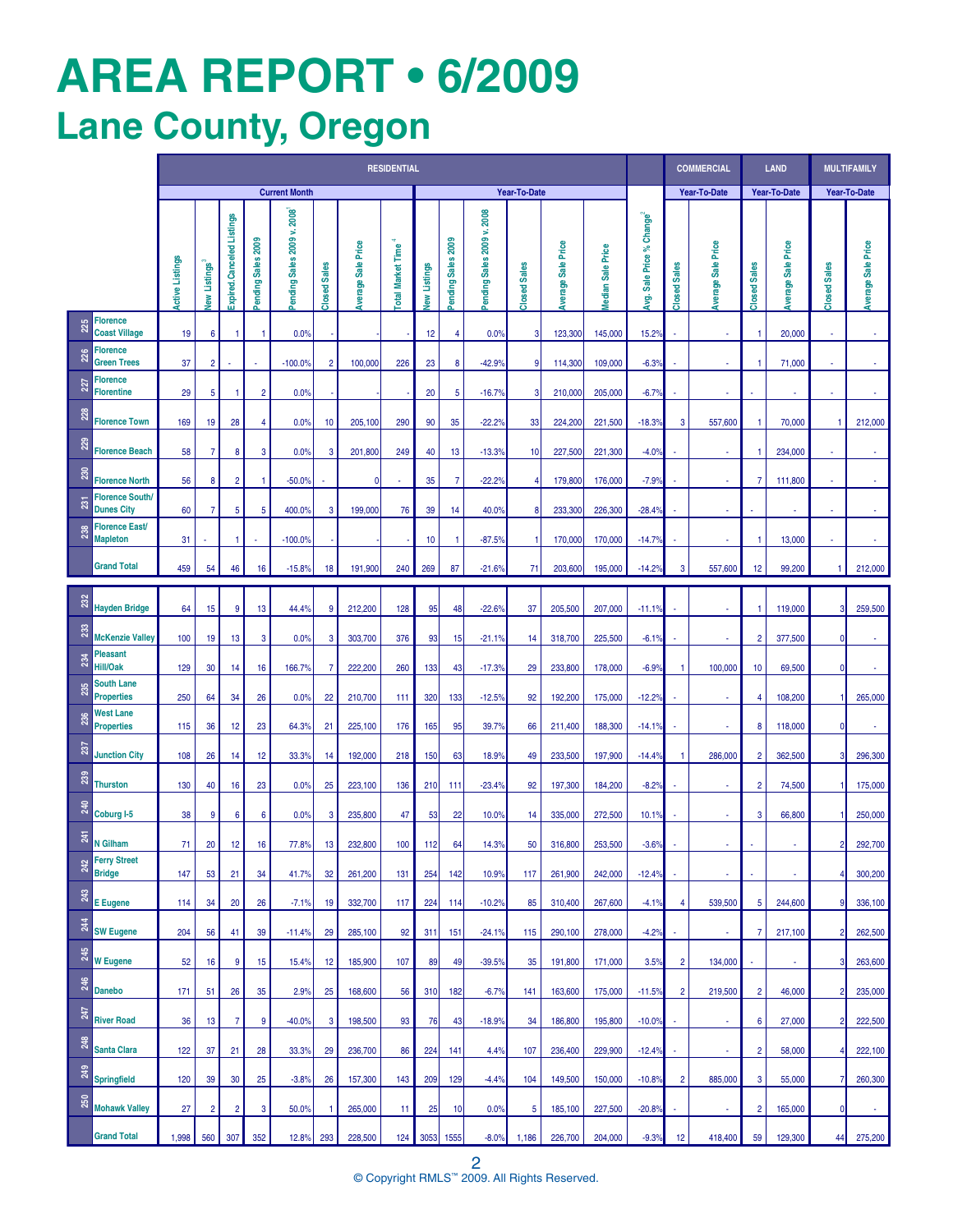# AREA REPORT • 6/2009

## Lane County, Oregon

| | | RESIDENTIAL | | | | | | | | | | | | | | | | COMMERCIAL | | LAND | | MULTIFAMILY | |
|---|---|---|---|---|---|---|---|---|---|---|---|---|---|---|---|---|---|---|---|---|---|---|---|
| | | Current Month | | | | | | | | Year-To-Date | | | | | | | | Year-To-Date | | Year-To-Date | | Year-To-Date | |
| | | Active Listings | New Listings[3] | Expired.Canceled Listings | Pending Sales 2009 | Pending Sales 2009 v. 2008[1] | Closed Sales | Average Sale Price | Total Market Time[4] | New Listings | Pending Sales 2009 | Pending Sales 2009 v. 2008 | Closed Sales | Average Sale Price | Median Sale Price | Avg. Sale Price % Change[2] | Closed Sales | Average Sale Price | Closed Sales | Average Sale Price | Closed Sales | Average Sale Price |
| 225 | Florence Coast Village | 19 | 6 | 1 | 1 | 0.0% | - | - | - | 12 | 4 | 0.0% | 3 | 123,300 | 145,000 | 15.2% | - | - | 1 | 20,000 | - | - |
| 226 | Florence Green Trees | 37 | 2 | - | - | -100.0% | 2 | 100,000 | 226 | 23 | 8 | -42.9% | 9 | 114,300 | 109,000 | -6.3% | - | - | 1 | 71,000 | - | - |
| 227 | Florence Florentine | 29 | 5 | 1 | 2 | 0.0% | - | - | - | 20 | 5 | -16.7% | 3 | 210,000 | 205,000 | -6.7% | - | - | - | - | - | - |
| 228 | Florence Town | 169 | 19 | 28 | 4 | 0.0% | 10 | 205,100 | 290 | 90 | 35 | -22.2% | 33 | 224,200 | 221,500 | -18.3% | 3 | 557,600 | 1 | 70,000 | 1 | 212,000 |
| 229 | Florence Beach | 58 | 7 | 8 | 3 | 0.0% | 3 | 201,800 | 249 | 40 | 13 | -13.3% | 10 | 227,500 | 221,300 | -4.0% | - | - | 1 | 234,000 | - | - |
| 230 | Florence North | 56 | 8 | 2 | 1 | -50.0% | - | 0 | - | 35 | 7 | -22.2% | 4 | 179,800 | 176,000 | -7.9% | - | - | 7 | 111,800 | - | - |
| 231 | Florence South/ Dunes City | 60 | 7 | 5 | 5 | 400.0% | 3 | 199,000 | 76 | 39 | 14 | 40.0% | 8 | 233,300 | 226,300 | -28.4% | - | - | - | - | - | - |
| 238 | Florence East/ Mapleton | 31 | - | 1 | - | -100.0% | - | - | - | 10 | 1 | -87.5% | 1 | 170,000 | 170,000 | -14.7% | - | - | 1 | 13,000 | - | - |
| | Grand Total | 459 | 54 | 46 | 16 | -15.8% | 18 | 191,900 | 240 | 269 | 87 | -21.6% | 71 | 203,600 | 195,000 | -14.2% | 3 | 557,600 | 12 | 99,200 | 1 | 212,000 |
| 232 | Hayden Bridge | 64 | 15 | 9 | 13 | 44.4% | 9 | 212,200 | 128 | 95 | 48 | -22.6% | 37 | 205,500 | 207,000 | -11.1% | - | - | 1 | 119,000 | 3 | 259,500 |
| 233 | McKenzie Valley | 100 | 19 | 13 | 3 | 0.0% | 3 | 303,700 | 376 | 93 | 15 | -21.1% | 14 | 318,700 | 225,500 | -6.1% | - | - | 2 | 377,500 | 0 | - |
| 234 | Pleasant Hill/Oak | 129 | 30 | 14 | 16 | 166.7% | 7 | 222,200 | 260 | 133 | 43 | -17.3% | 29 | 233,800 | 178,000 | -6.9% | 1 | 100,000 | 10 | 69,500 | 0 | - |
| 235 | South Lane Properties | 250 | 64 | 34 | 26 | 0.0% | 22 | 210,700 | 111 | 320 | 133 | -12.5% | 92 | 192,200 | 175,000 | -12.2% | - | - | 4 | 108,200 | 1 | 265,000 |
| 236 | West Lane Properties | 115 | 36 | 12 | 23 | 64.3% | 21 | 225,100 | 176 | 165 | 95 | 39.7% | 66 | 211,400 | 188,300 | -14.1% | - | - | 8 | 118,000 | 0 | - |
| 237 | Junction City | 108 | 26 | 14 | 12 | 33.3% | 14 | 192,000 | 218 | 150 | 63 | 18.9% | 49 | 233,500 | 197,900 | -14.4% | 1 | 286,000 | 2 | 362,500 | 3 | 296,300 |
| 239 | Thurston | 130 | 40 | 16 | 23 | 0.0% | 25 | 223,100 | 136 | 210 | 111 | -23.4% | 92 | 197,300 | 184,200 | -8.2% | - | - | 2 | 74,500 | 1 | 175,000 |
| 240 | Coburg I-5 | 38 | 9 | 6 | 6 | 0.0% | 3 | 235,800 | 47 | 53 | 22 | 10.0% | 14 | 335,000 | 272,500 | 10.1% | - | - | 3 | 66,800 | 1 | 250,000 |
| 241 | N Gilham | 71 | 20 | 12 | 16 | 77.8% | 13 | 232,800 | 100 | 112 | 64 | 14.3% | 50 | 316,800 | 253,500 | -3.6% | - | - | - | - | 2 | 292,700 |
| 242 | Ferry Street Bridge | 147 | 53 | 21 | 34 | 41.7% | 32 | 261,200 | 131 | 254 | 142 | 10.9% | 117 | 261,900 | 242,000 | -12.4% | - | - | - | - | 4 | 300,200 |
| 243 | E Eugene | 114 | 34 | 20 | 26 | -7.1% | 19 | 332,700 | 117 | 224 | 114 | -10.2% | 85 | 310,400 | 267,600 | -4.1% | 4 | 539,500 | 5 | 244,600 | 9 | 336,100 |
| 244 | SW Eugene | 204 | 56 | 41 | 39 | -11.4% | 29 | 285,100 | 92 | 311 | 151 | -24.1% | 115 | 290,100 | 278,000 | -4.2% | - | - | 7 | 217,100 | 2 | 262,500 |
| 245 | W Eugene | 52 | 16 | 9 | 15 | 15.4% | 12 | 185,900 | 107 | 89 | 49 | -39.5% | 35 | 191,800 | 171,000 | 3.5% | 2 | 134,000 | - | - | 3 | 263,600 |
| 246 | Danebo | 171 | 51 | 26 | 35 | 2.9% | 25 | 168,600 | 56 | 310 | 182 | -6.7% | 141 | 163,600 | 175,000 | -11.5% | 2 | 219,500 | 2 | 46,000 | 2 | 235,000 |
| 247 | River Road | 36 | 13 | 7 | 9 | -40.0% | 3 | 198,500 | 93 | 76 | 43 | -18.9% | 34 | 186,800 | 195,800 | -10.0% | - | - | 6 | 27,000 | 2 | 222,500 |
| 248 | Santa Clara | 122 | 37 | 21 | 28 | 33.3% | 29 | 236,700 | 86 | 224 | 141 | 4.4% | 107 | 236,400 | 229,900 | -12.4% | - | - | 2 | 58,000 | 4 | 222,100 |
| 249 | Springfield | 120 | 39 | 30 | 25 | -3.8% | 26 | 157,300 | 143 | 209 | 129 | -4.4% | 104 | 149,500 | 150,000 | -10.8% | 2 | 885,000 | 3 | 55,000 | 7 | 260,300 |
| 250 | Mohawk Valley | 27 | 2 | 2 | 3 | 50.0% | 1 | 265,000 | 11 | 25 | 10 | 0.0% | 5 | 185,100 | 227,500 | -20.8% | - | - | 2 | 165,000 | 0 | - |
| | Grand Total | 1,998 | 560 | 307 | 352 | 12.8% | 293 | 228,500 | 124 | 3053 | 1555 | -8.0% | 1,186 | 226,700 | 204,000 | -9.3% | 12 | 418,400 | 59 | 129,300 | 44 | 275,200 |

© Copyright RMLS™ 2009. All Rights Reserved.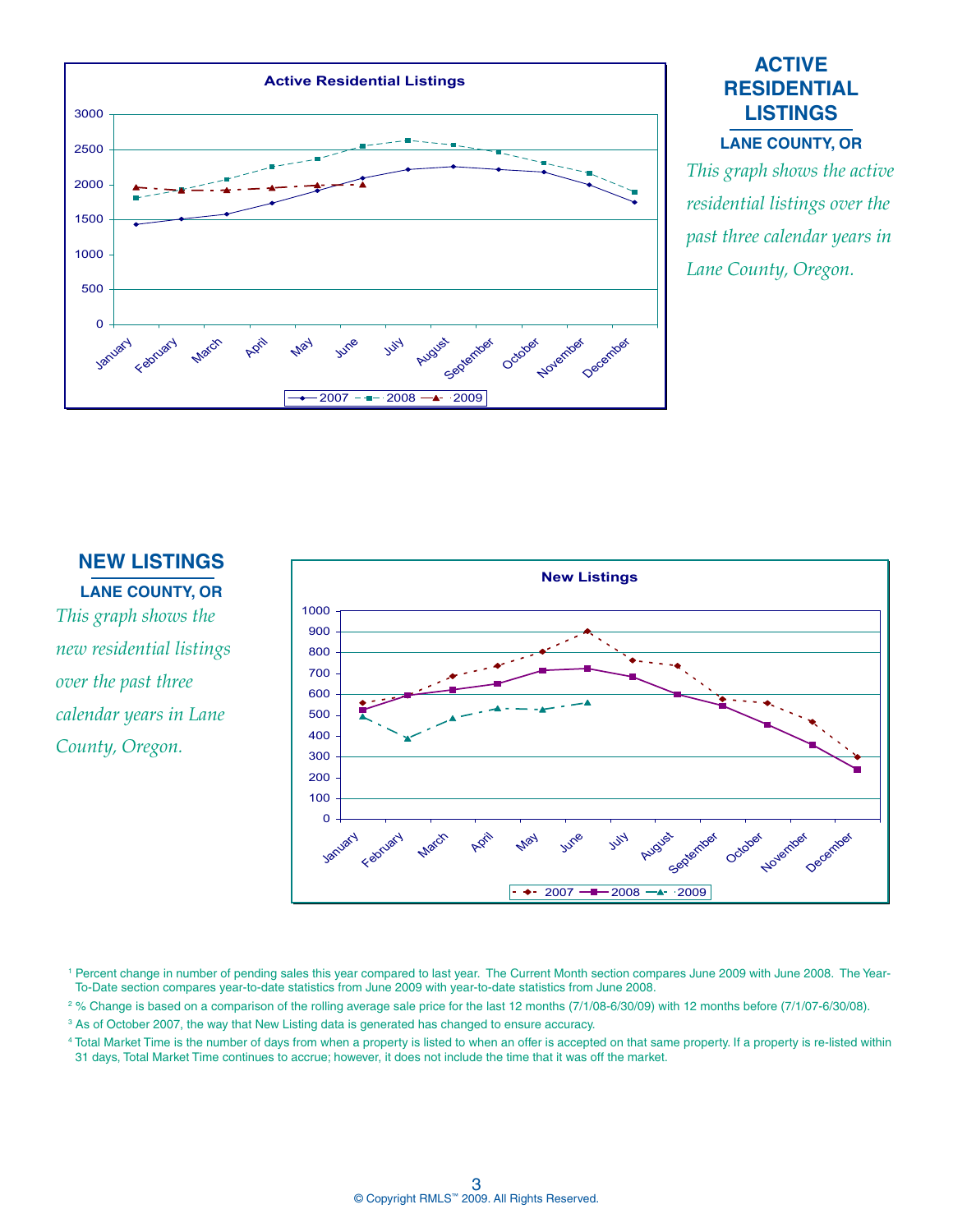## ACTIVE RESIDENTIAL LISTINGS

### LANE COUNTY, OR

*This graph shows the active residential listings over the past three calendar years in Lane County, Oregon.*

**Active Residential Listings**

## NEW LISTINGS

### LANE COUNTY, OR

*This graph shows the new residential listings over the past three calendar years in Lane County, Oregon.*

**New Listings**

[1] Percent change in number of pending sales this year compared to last year. The Current Month section compares June 2009 with June 2008. The Year-To-Date section compares year-to-date statistics from June 2009 with year-to-date statistics from June 2008.

[2] % Change is based on a comparison of the rolling average sale price for the last 12 months (7/1/08-6/30/09) with 12 months before (7/1/07-6/30/08).

[3] As of October 2007, the way that New Listing data is generated has changed to ensure accuracy.

[4] Total Market Time is the number of days from when a property is listed to when an offer is accepted on that same property. If a property is re-listed within 31 days, Total Market Time continues to accrue; however, it does not include the time that it was off the market.

© Copyright RMLS™ 2009. All Rights Reserved.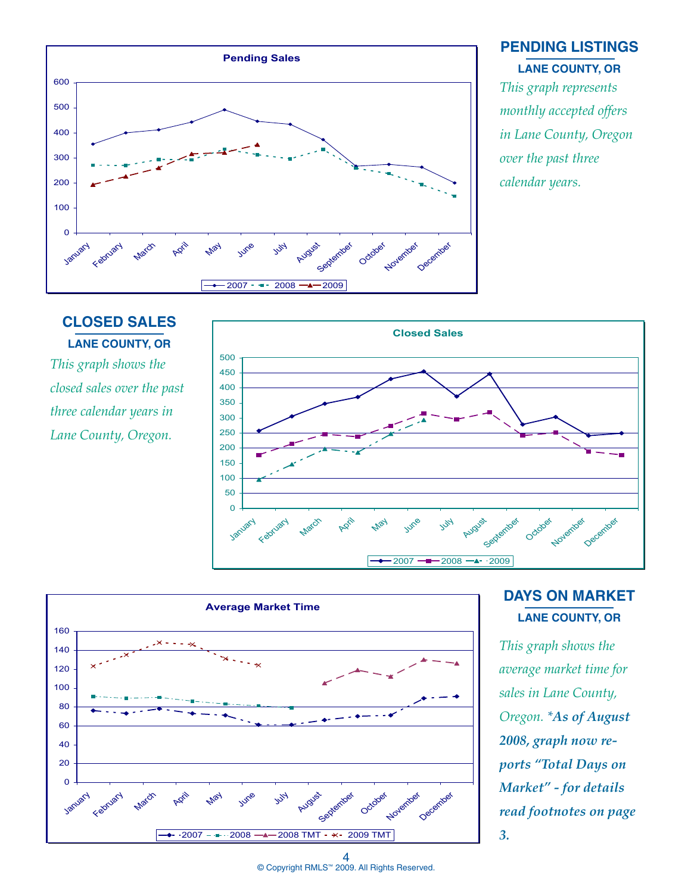## PENDING LISTINGS

**LANE COUNTY, OR**

*This graph represents monthly accepted offers in Lane County, Oregon over the past three calendar years.*

Pending Sales

## CLOSED SALES

**LANE COUNTY, OR**

*This graph shows the closed sales over the past three calendar years in Lane County, Oregon.*

Closed Sales

## DAYS ON MARKET

**LANE COUNTY, OR**

*This graph shows the average market time for sales in Lane County, Oregon. **\*As of August 2008, graph now reports "Total Days on Market" - for details read footnotes on page 3.***

Average Market Time

© Copyright RMLS™ 2009. All Rights Reserved.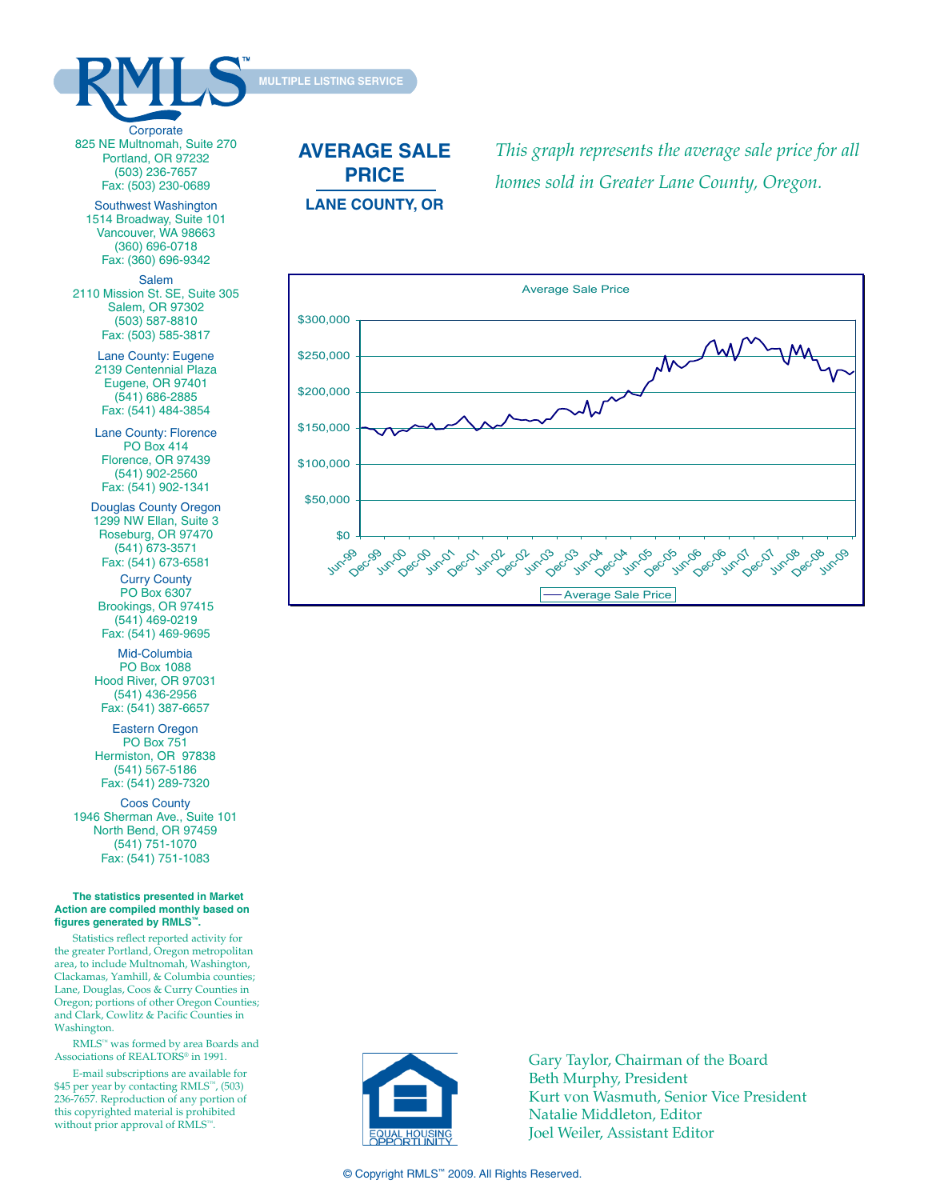RMLS™ MULTIPLE LISTING SERVICE

Corporate
825 NE Multnomah, Suite 270
Portland, OR 97232
(503) 236-7657
Fax: (503) 230-0689

Southwest Washington
1514 Broadway, Suite 101
Vancouver, WA 98663
(360) 696-0718
Fax: (360) 696-9342

Salem
2110 Mission St. SE, Suite 305
Salem, OR 97302
(503) 587-8810
Fax: (503) 585-3817

Lane County: Eugene
2139 Centennial Plaza
Eugene, OR 97401
(541) 686-2885
Fax: (541) 484-3854

Lane County: Florence
PO Box 414
Florence, OR 97439
(541) 902-2560
Fax: (541) 902-1341

Douglas County Oregon
1299 NW Ellan, Suite 3
Roseburg, OR 97470
(541) 673-3571
Fax: (541) 673-6581

Curry County
PO Box 6307
Brookings, OR 97415
(541) 469-0219
Fax: (541) 469-9695

Mid-Columbia
PO Box 1088
Hood River, OR 97031
(541) 436-2956
Fax: (541) 387-6657

Eastern Oregon
PO Box 751
Hermiston, OR 97838
(541) 567-5186
Fax: (541) 289-7320

Coos County
1946 Sherman Ave., Suite 101
North Bend, OR 97459
(541) 751-1070
Fax: (541) 751-1083

**The statistics presented in Market Action are compiled monthly based on figures generated by RMLS™.**

Statistics reflect reported activity for the greater Portland, Oregon metropolitan area, to include Multnomah, Washington, Clackamas, Yamhill, & Columbia counties; Lane, Douglas, Coos & Curry Counties in Oregon; portions of other Oregon Counties; and Clark, Cowlitz & Pacific Counties in Washington.

RMLS™ was formed by area Boards and Associations of REALTORS® in 1991.

E-mail subscriptions are available for $45 per year by contacting RMLS™, (503) 236-7657. Reproduction of any portion of this copyrighted material is prohibited without prior approval of RMLS™.

# AVERAGE SALE PRICE

## LANE COUNTY, OR

*This graph represents the average sale price for all homes sold in Greater Lane County, Oregon.*

Average Sale Price

$300,000
$250,000
$200,000
$150,000
$100,000
$50,000
$0

Jun-99, Dec-99, Jun-00, Dec-00, Jun-01, Dec-01, Jun-02, Dec-02, Jun-03, Dec-03, Jun-04, Dec-04, Jun-05, Dec-05, Jun-06, Dec-06, Jun-07, Dec-07, Jun-08, Dec-08, Jun-09

Average Sale Price

EQUAL HOUSING OPPORTUNITY

Gary Taylor, Chairman of the Board
Beth Murphy, President
Kurt von Wasmuth, Senior Vice President
Natalie Middleton, Editor
Joel Weiler, Assistant Editor

© Copyright RMLS™ 2009. All Rights Reserved.